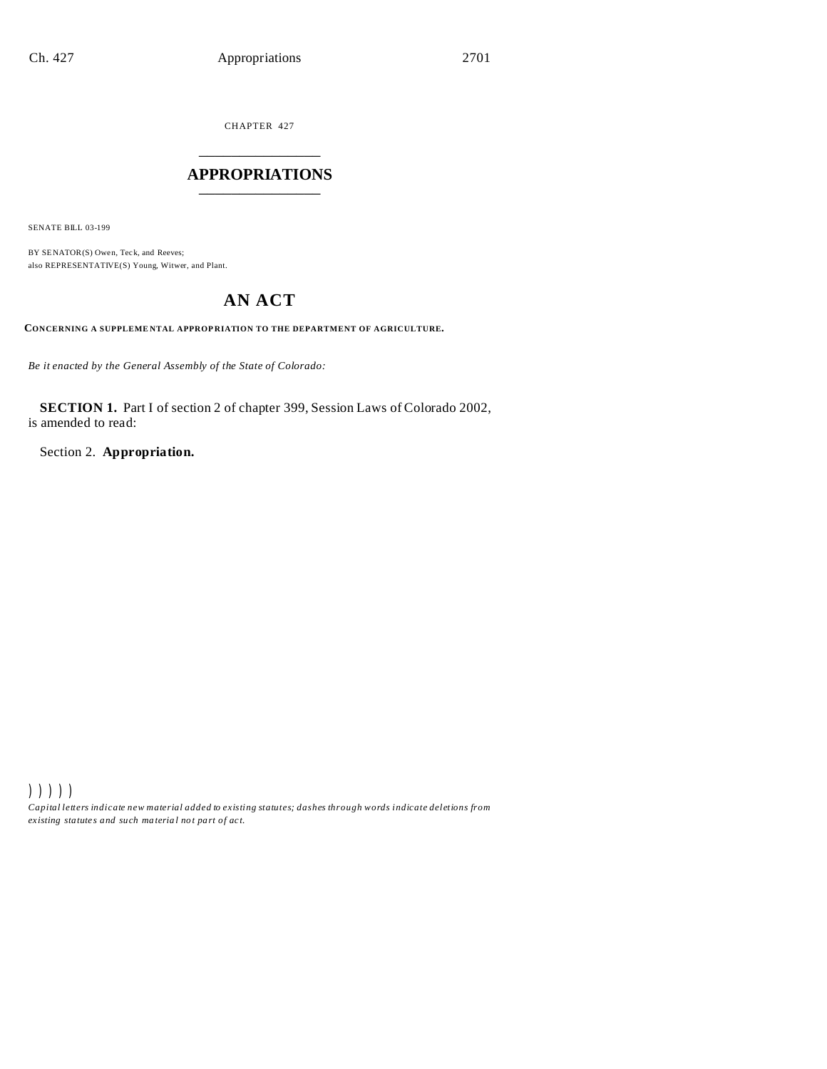CHAPTER 427

# APPROPRIATIONS

SENATE BILL 03-199

BY SENATOR(S) Owen, Teck, and Reeves;
also REPRESENTATIVE(S) Young, Witwer, and Plant.

## AN ACT

**CONCERNING A SUPPLEMENTAL APPROPRIATION TO THE DEPARTMENT OF AGRICULTURE.**

*Be it enacted by the General Assembly of the State of Colorado:*

**SECTION 1.** Part I of section 2 of chapter 399, Session Laws of Colorado 2002, is amended to read:

Section 2. **Appropriation.**

) ) ) ) )

*Capital letters indicate new material added to existing statutes; dashes through words indicate deletions from existing statutes and such material not part of act.*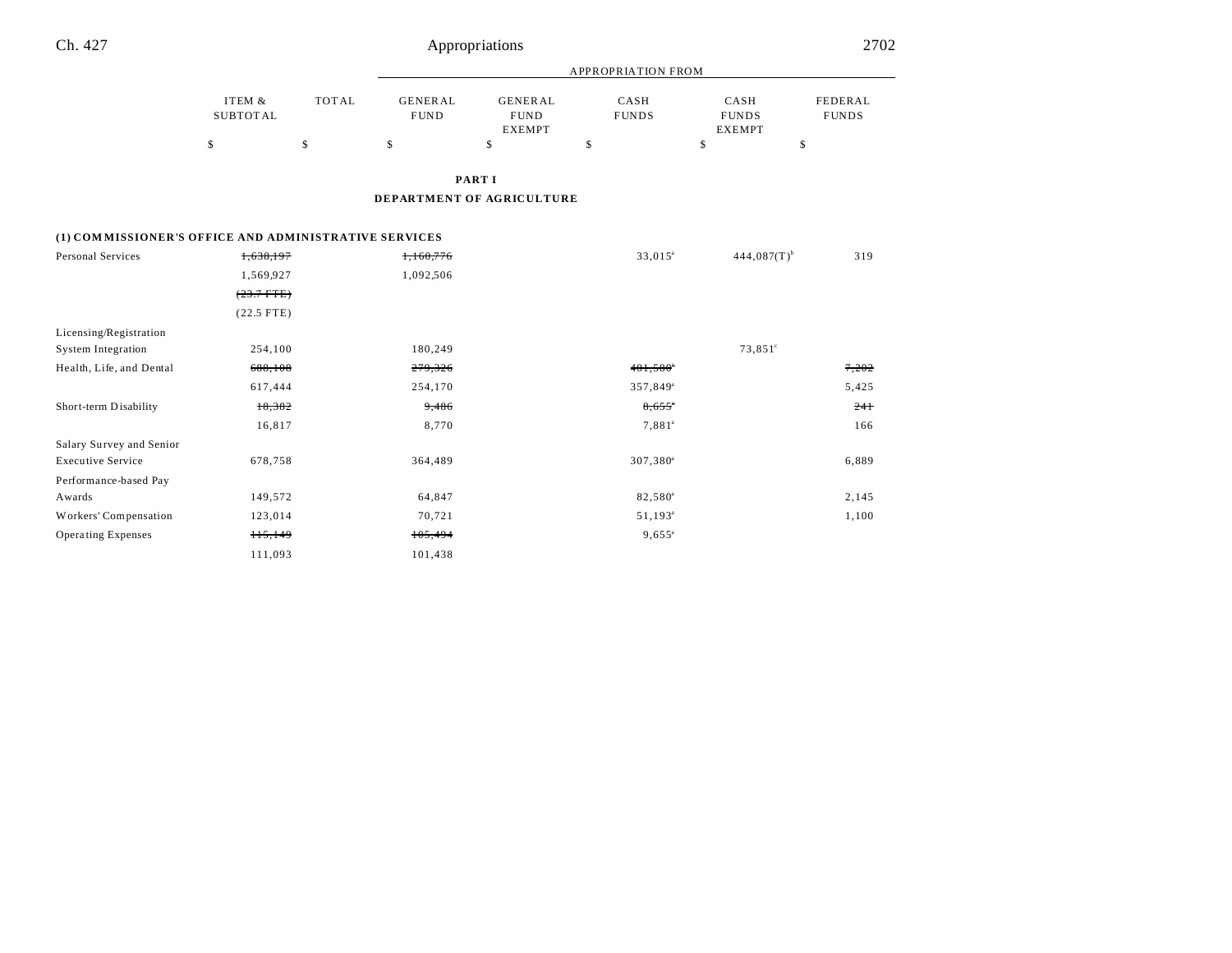## PART I

## DEPARTMENT OF AGRICULTURE

| | ITEM & SUBTOTAL | TOTAL | APPROPRIATION FROM GENERAL FUND | GENERAL FUND EXEMPT | CASH FUNDS | CASH FUNDS EXEMPT | FEDERAL FUNDS |
|---|---|---|---|---|---|---|---|
| | $ | $ | $ | $ | $ | $ | $ |
| **(1) COMMISSIONER'S OFFICE AND ADMINISTRATIVE SERVICES** | | | | | | | |
| Personal Services | ~~1,638,197~~ | | ~~1,160,776~~ | | 33,015[a] | 444,087(T)[b] | 319 |
| | 1,569,927 | | 1,092,506 | | | | |
| | ~~(23.7 FTE)~~ | | | | | | |
| | (22.5 FTE) | | | | | | |
| Licensing/Registration System Integration | 254,100 | | 180,249 | | | 73,851[c] | |
| Health, Life, and Dental | ~~688,108~~ | | ~~279,326~~ | | ~~401,580~~[a] | | ~~7,202~~ |
| | 617,444 | | 254,170 | | 357,849[a] | | 5,425 |
| Short-term Disability | ~~18,382~~ | | ~~9,486~~ | | ~~8,655~~[a] | | ~~241~~ |
| | 16,817 | | 8,770 | | 7,881[a] | | 166 |
| Salary Survey and Senior Executive Service | 678,758 | | 364,489 | | 307,380[a] | | 6,889 |
| Performance-based Pay Awards | 149,572 | | 64,847 | | 82,580[a] | | 2,145 |
| Workers' Compensation | 123,014 | | 70,721 | | 51,193[a] | | 1,100 |
| Operating Expenses | ~~115,149~~ | | ~~105,494~~ | | 9,655[a] | | |
| | 111,093 | | 101,438 | | | | |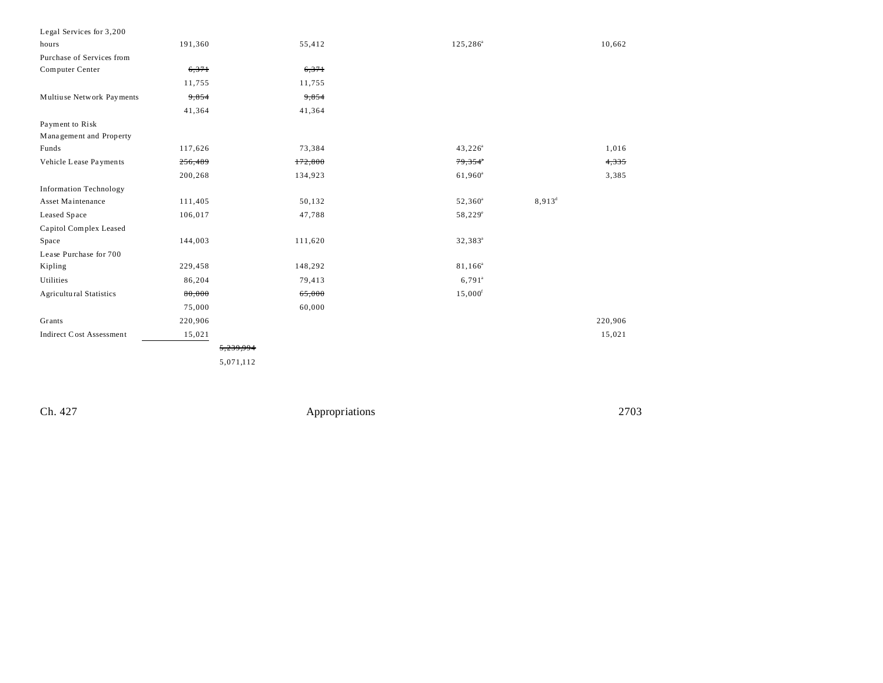| | | | | | | |
|---|---|---|---|---|---|---|
| Legal Services for 3,200 hours | 191,360 | | 55,412 | 125,286[a] | | 10,662 |
| Purchase of Services from Computer Center | ~~6,371~~ | | ~~6,371~~ | | | |
| | 11,755 | | 11,755 | | | |
| Multiuse Network Payments | ~~9,854~~ | | ~~9,854~~ | | | |
| | 41,364 | | 41,364 | | | |
| Payment to Risk Management and Property Funds | 117,626 | | 73,384 | 43,226[a] | | 1,016 |
| Vehicle Lease Payments | ~~256,489~~ | | ~~172,800~~ | ~~79,354[a]~~ | | ~~4,335~~ |
| | 200,268 | | 134,923 | 61,960[a] | | 3,385 |
| Information Technology Asset Maintenance | 111,405 | | 50,132 | 52,360[a] | 8,913[d] | |
| Leased Space | 106,017 | | 47,788 | 58,229[e] | | |
| Capitol Complex Leased Space | 144,003 | | 111,620 | 32,383[a] | | |
| Lease Purchase for 700 Kipling | 229,458 | | 148,292 | 81,166[a] | | |
| Utilities | 86,204 | | 79,413 | 6,791[a] | | |
| Agricultural Statistics | ~~80,000~~ | | ~~65,000~~ | 15,000[f] | | |
| | 75,000 | | 60,000 | | | |
| Grants | 220,906 | | | | | 220,906 |
| Indirect Cost Assessment | 15,021 | | | | | 15,021 |
| | | ~~5,239,994~~ | | | | |
| | | 5,071,112 | | | | |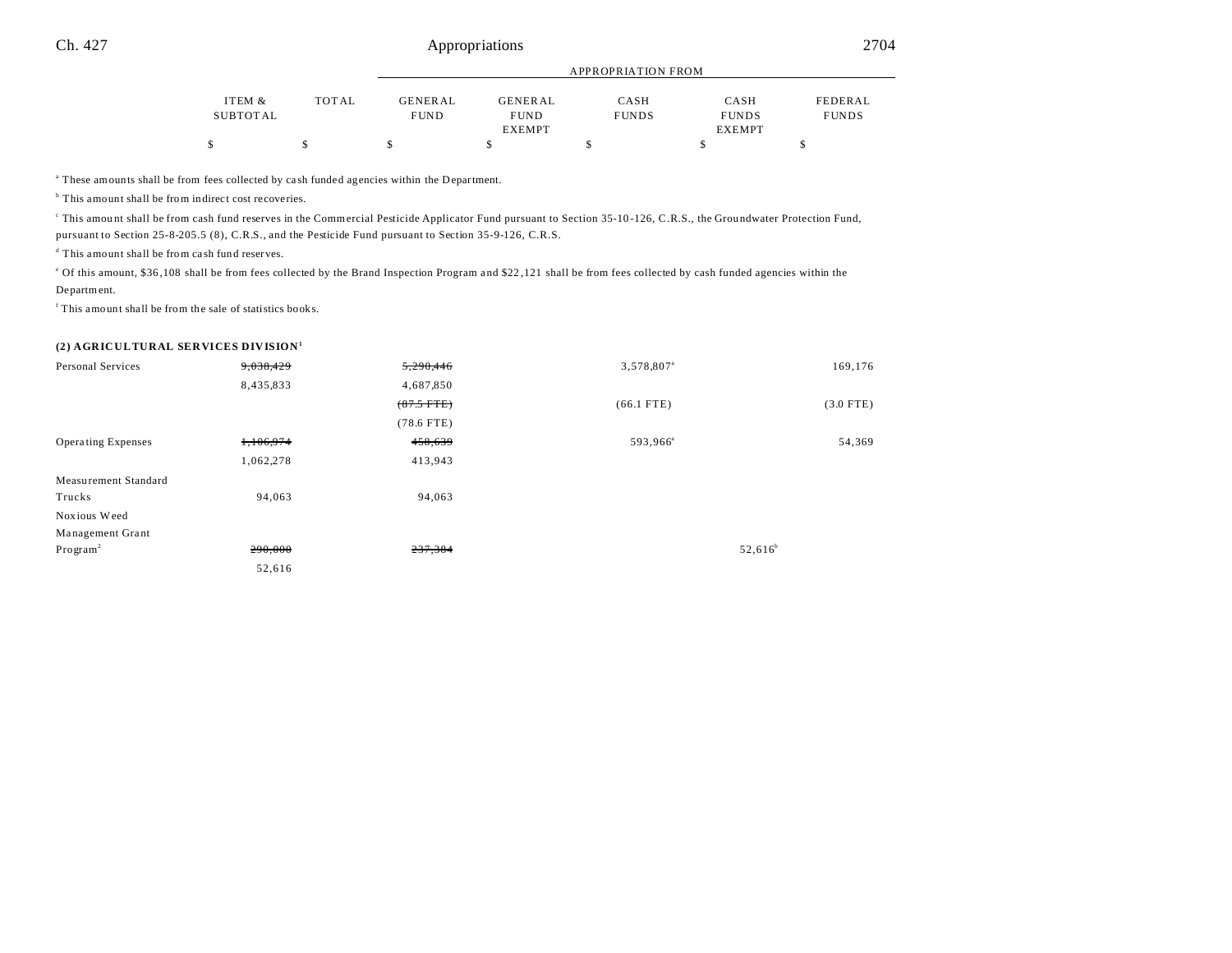| | ITEM & SUBTOTAL | TOTAL | GENERAL FUND | GENERAL FUND EXEMPT | CASH FUNDS | CASH FUNDS EXEMPT | FEDERAL FUNDS |
|---|---|---|---|---|---|---|---|
| | | | APPROPRIATION FROM | | | | |
| | $ | $ | $ | $ | $ | $ | $ |

[a] These amounts shall be from fees collected by cash funded agencies within the Department.

[b] This amount shall be from indirect cost recoveries.

[c] This amount shall be from cash fund reserves in the Commercial Pesticide Applicator Fund pursuant to Section 35-10-126, C.R.S., the Groundwater Protection Fund, pursuant to Section 25-8-205.5 (8), C.R.S., and the Pesticide Fund pursuant to Section 35-9-126, C.R.S.

[d] This amount shall be from cash fund reserves.

[e] Of this amount, $36,108 shall be from fees collected by the Brand Inspection Program and $22,121 shall be from fees collected by cash funded agencies within the Department.

[f] This amount shall be from the sale of statistics books.

**(2) AGRICULTURAL SERVICES DIVISION[1]**

| | ITEM & SUBTOTAL | TOTAL | GENERAL FUND | GENERAL FUND EXEMPT | CASH FUNDS | CASH FUNDS EXEMPT | FEDERAL FUNDS |
|---|---|---|---|---|---|---|---|
| Personal Services | ~~9,038,429~~ | | ~~5,290,446~~ | | 3,578,807[a] | | 169,176 |
| | 8,435,833 | | 4,687,850 | | | | |
| | | | ~~(87.5 FTE)~~ | | (66.1 FTE) | | (3.0 FTE) |
| | | | (78.6 FTE) | | | | |
| Operating Expenses | ~~1,106,974~~ | | ~~458,639~~ | | 593,966[a] | | 54,369 |
| | 1,062,278 | | 413,943 | | | | |
| Measurement Standard Trucks | 94,063 | | 94,063 | | | | |
| Noxious Weed Management Grant Program[2] | ~~290,000~~ | | ~~237,384~~ | | | 52,616[b] | |
| | 52,616 | | | | | | |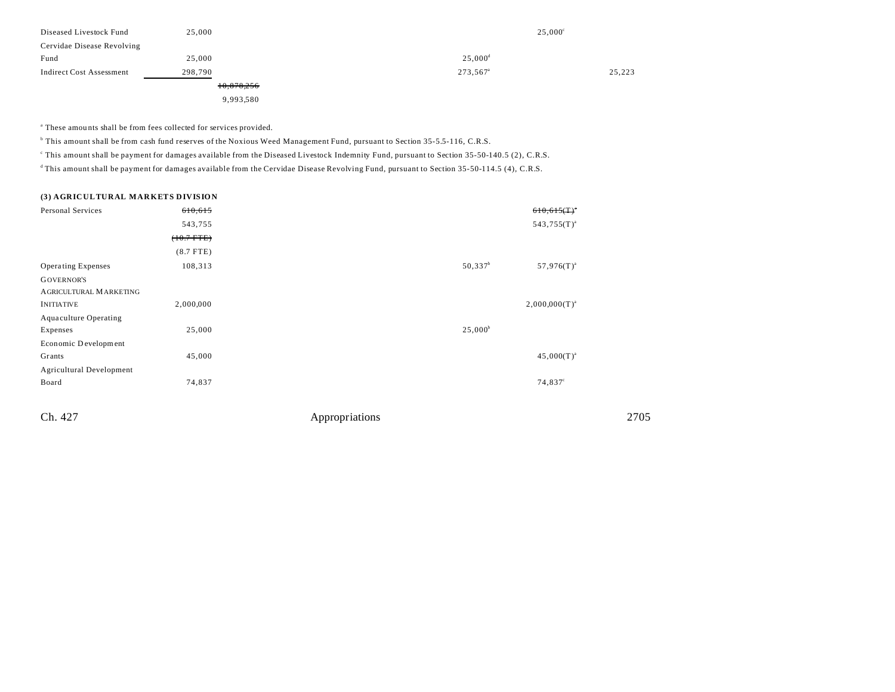| | | | | | | |
|---|---|---|---|---|---|---|
| Diseased Livestock Fund | 25,000 | | | | 25,000[c] | |
| Cervidae Disease Revolving Fund | 25,000 | | | 25,000[d] | | |
| Indirect Cost Assessment | 298,790 | | | 273,567[a] | | 25,223 |
| | | ~~10,878,256~~ | | | | |
| | | 9,993,580 | | | | |

[a] These amounts shall be from fees collected for services provided.

[b] This amount shall be from cash fund reserves of the Noxious Weed Management Fund, pursuant to Section 35-5.5-116, C.R.S.

[c] This amount shall be payment for damages available from the Diseased Livestock Indemnity Fund, pursuant to Section 35-50-140.5 (2), C.R.S.

[d] This amount shall be payment for damages available from the Cervidae Disease Revolving Fund, pursuant to Section 35-50-114.5 (4), C.R.S.

**(3) AGRICULTURAL MARKETS DIVISION**

| | | | | | | |
|---|---|---|---|---|---|---|
| Personal Services | ~~610,615~~ | | | | ~~610,615(T)~~[a] | |
| | 543,755 | | | | 543,755(T)[a] | |
| | ~~(10.7 FTE)~~ | | | | | |
| | (8.7 FTE) | | | | | |
| Operating Expenses | 108,313 | | | 50,337[b] | 57,976(T)[a] | |
| GOVERNOR'S AGRICULTURAL MARKETING INITIATIVE | 2,000,000 | | | | 2,000,000(T)[a] | |
| Aquaculture Operating Expenses | 25,000 | | | 25,000[b] | | |
| Economic Development Grants | 45,000 | | | | 45,000(T)[a] | |
| Agricultural Development Board | 74,837 | | | | 74,837[c] | |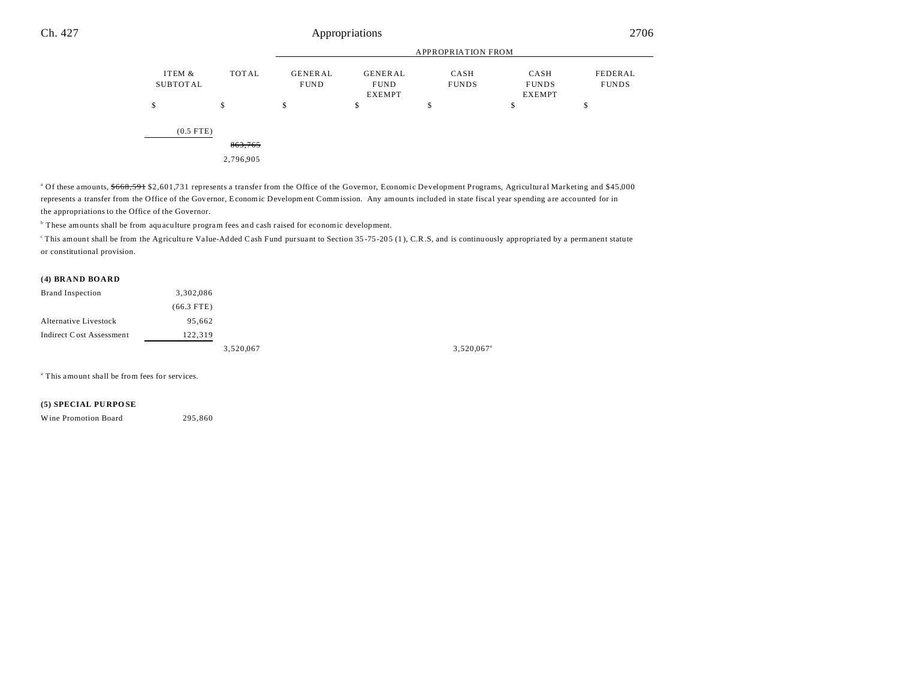| | ITEM & SUBTOTAL | TOTAL | GENERAL FUND | GENERAL FUND EXEMPT | CASH FUNDS | CASH FUNDS EXEMPT | FEDERAL FUNDS |
|---|---|---|---|---|---|---|---|
| | | | APPROPRIATION FROM | | | | |
| | $ | $ | $ | $ | $ | $ | $ |
| | (0.5 FTE) | | | | | | |
| | | ~~863,765~~ | | | | | |
| | | 2,796,905 | | | | | |

[a] Of these amounts, ~~$668,591~~ $2,601,731 represents a transfer from the Office of the Governor, Economic Development Programs, Agricultural Marketing and $45,000 represents a transfer from the Office of the Governor, Economic Development Commission. Any amounts included in state fiscal year spending are accounted for in the appropriations to the Office of the Governor.

[b] These amounts shall be from aquaculture program fees and cash raised for economic development.

[c] This amount shall be from the Agriculture Value-Added Cash Fund pursuant to Section 35-75-205 (1), C.R.S, and is continuously appropriated by a permanent statute or constitutional provision.

**(4) BRAND BOARD**

| | ITEM & SUBTOTAL | TOTAL | GENERAL FUND | GENERAL FUND EXEMPT | CASH FUNDS | CASH FUNDS EXEMPT | FEDERAL FUNDS |
|---|---|---|---|---|---|---|---|
| Brand Inspection | 3,302,086 | | | | | | |
| | (66.3 FTE) | | | | | | |
| Alternative Livestock | 95,662 | | | | | | |
| Indirect Cost Assessment | 122,319 | | | | | | |
| | | 3,520,067 | | | 3,520,067[a] | | |

[a] This amount shall be from fees for services.

**(5) SPECIAL PURPOSE**

| | ITEM & SUBTOTAL | TOTAL | GENERAL FUND | GENERAL FUND EXEMPT | CASH FUNDS | CASH FUNDS EXEMPT | FEDERAL FUNDS |
|---|---|---|---|---|---|---|---|
| Wine Promotion Board | 295,860 | | | | | | |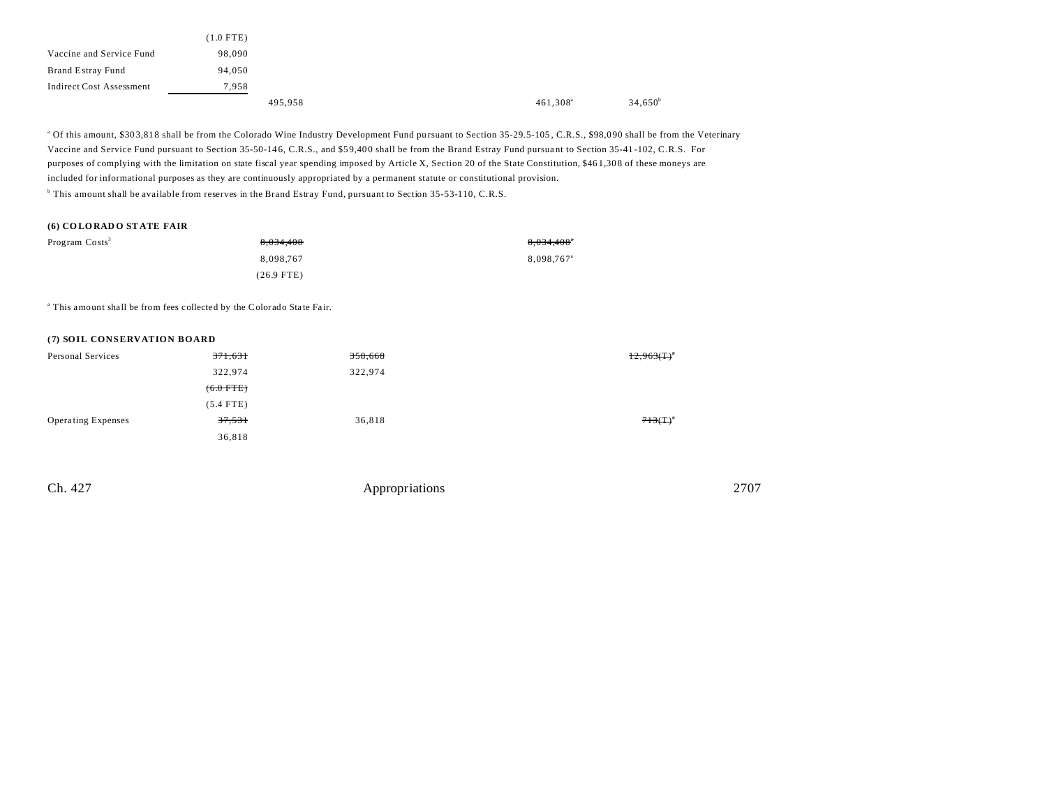| | | | | | | |
|---|---|---|---|---|---|---|
| | (1.0 FTE) | | | | | |
| Vaccine and Service Fund | 98,090 | | | | | |
| Brand Estray Fund | 94,050 | | | | | |
| Indirect Cost Assessment | 7,958 | | | | | |
| | | 495,958 | | 461,308[a] | 34,650[b] | |

[a] Of this amount, $303,818 shall be from the Colorado Wine Industry Development Fund pursuant to Section 35-29.5-105, C.R.S., $98,090 shall be from the Veterinary Vaccine and Service Fund pursuant to Section 35-50-146, C.R.S., and $59,400 shall be from the Brand Estray Fund pursuant to Section 35-41-102, C.R.S. For purposes of complying with the limitation on state fiscal year spending imposed by Article X, Section 20 of the State Constitution, $461,308 of these moneys are included for informational purposes as they are continuously appropriated by a permanent statute or constitutional provision.

[b] This amount shall be available from reserves in the Brand Estray Fund, pursuant to Section 35-53-110, C.R.S.

**(6) COLORADO STATE FAIR**

| | | | | | | |
|---|---|---|---|---|---|---|
| Program Costs[3] | | ~~8,034,408~~ | | ~~8,034,408~~[a] | | |
| | | 8,098,767 | | 8,098,767[a] | | |
| | | (26.9 FTE) | | | | |

[a] This amount shall be from fees collected by the Colorado State Fair.

**(7) SOIL CONSERVATION BOARD**

| | | | | | | |
|---|---|---|---|---|---|---|
| Personal Services | ~~371,631~~ | | ~~358,668~~ | | | ~~12,963(T)~~[a] |
| | 322,974 | | 322,974 | | | |
| | ~~(6.0 FTE)~~ | | | | | |
| | (5.4 FTE) | | | | | |
| Operating Expenses | ~~37,531~~ | | 36,818 | | | ~~713(T)~~[a] |
| | 36,818 | | | | | |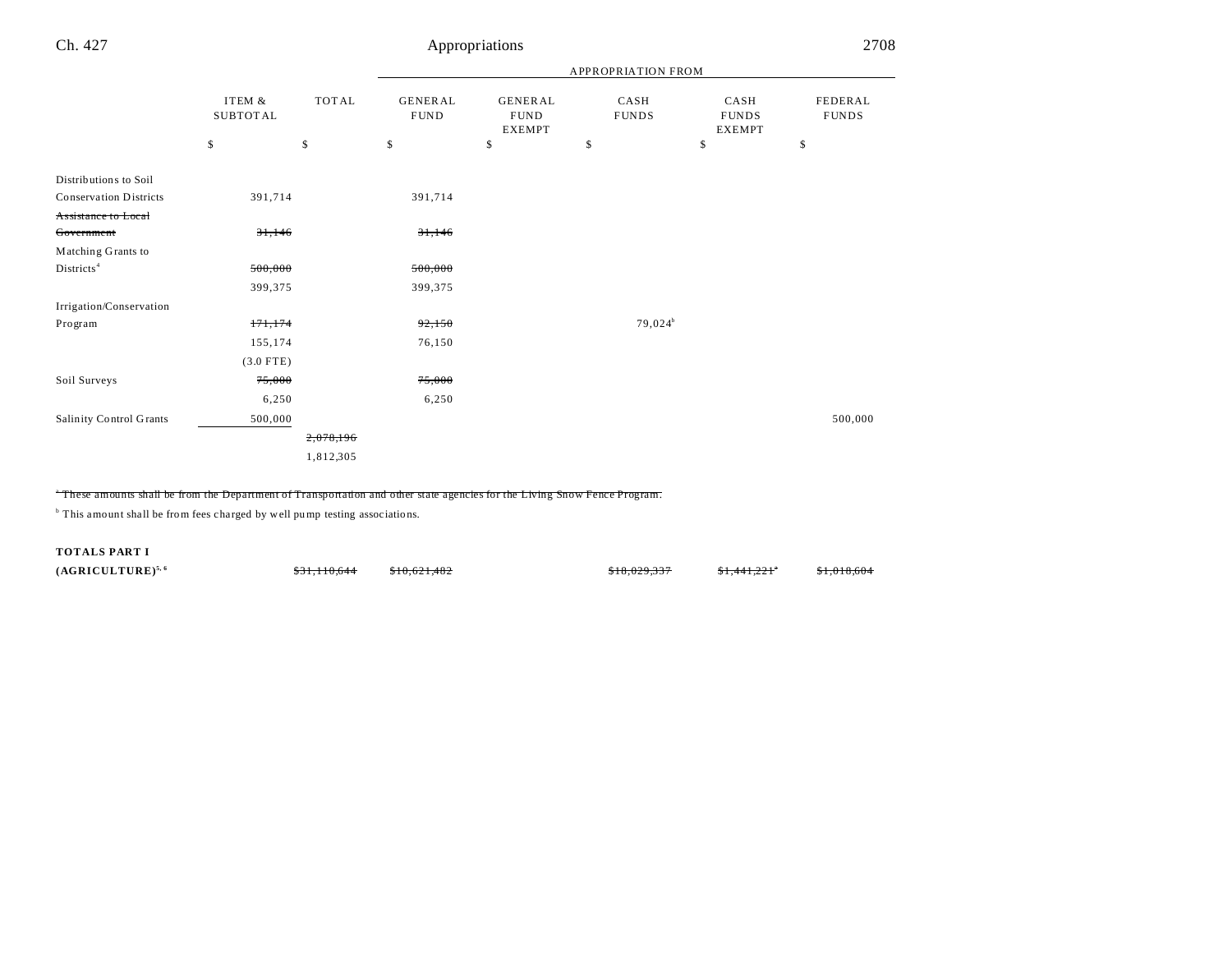| | ITEM & SUBTOTAL | TOTAL | APPROPRIATION FROM GENERAL FUND | GENERAL FUND EXEMPT | CASH FUNDS | CASH FUNDS EXEMPT | FEDERAL FUNDS |
|---|---|---|---|---|---|---|---|
| | $ | $ | $ | $ | $ | $ | $ |
| Distributions to Soil Conservation Districts | 391,714 | | 391,714 | | | | |
| ~~Assistance to Local Government~~ | ~~31,146~~ | | ~~31,146~~ | | | | |
| Matching Grants to Districts[4] | ~~500,000~~ | | ~~500,000~~ | | | | |
| | 399,375 | | 399,375 | | | | |
| Irrigation/Conservation Program | ~~171,174~~ | | ~~92,150~~ | | 79,024[b] | | |
| | 155,174 | | 76,150 | | | | |
| | (3.0 FTE) | | | | | | |
| Soil Surveys | ~~75,000~~ | | ~~75,000~~ | | | | |
| | 6,250 | | 6,250 | | | | |
| Salinity Control Grants | 500,000 | | | | | | 500,000 |
| | | ~~2,078,196~~ | | | | | |
| | | 1,812,305 | | | | | |

~~[a] These amounts shall be from the Department of Transportation and other state agencies for the Living Snow Fence Program.~~

[b] This amount shall be from fees charged by well pump testing associations.

| | ITEM & SUBTOTAL | TOTAL | GENERAL FUND | GENERAL FUND EXEMPT | CASH FUNDS | CASH FUNDS EXEMPT | FEDERAL FUNDS |
|---|---|---|---|---|---|---|---|
| **TOTALS PART I (AGRICULTURE)**[5, 6] | | ~~$31,110,644~~ | ~~$10,621,482~~ | | ~~$18,029,337~~ | ~~$1,441,221~~[a] | ~~$1,018,604~~ |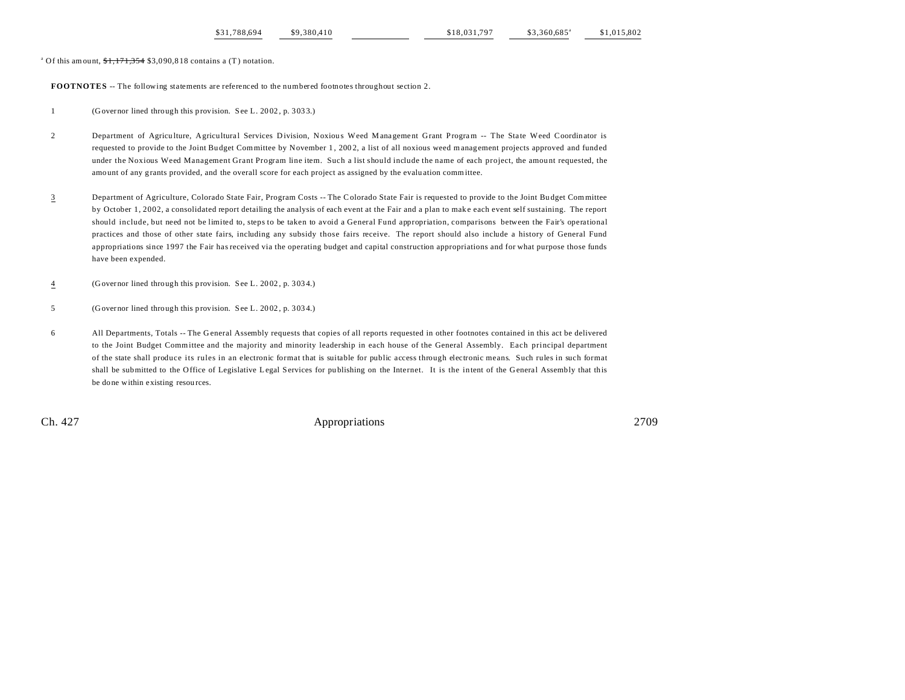| | | | | | |
|---|---|---|---|---|---|
| $31,788,694 | $9,380,410 | | $18,031,797 | $3,360,685[a] | $1,015,802 |

[a] Of this amount, ~~$1,171,354~~ $3,090,818 contains a (T) notation.

**FOOTNOTES** -- The following statements are referenced to the numbered footnotes throughout section 2.

1 (Governor lined through this provision. See L. 2002, p. 3033.)

2 Department of Agriculture, Agricultural Services Division, Noxious Weed Management Grant Program -- The State Weed Coordinator is requested to provide to the Joint Budget Committee by November 1, 2002, a list of all noxious weed management projects approved and funded under the Noxious Weed Management Grant Program line item. Such a list should include the name of each project, the amount requested, the amount of any grants provided, and the overall score for each project as assigned by the evaluation committee.

3 Department of Agriculture, Colorado State Fair, Program Costs -- The Colorado State Fair is requested to provide to the Joint Budget Committee by October 1, 2002, a consolidated report detailing the analysis of each event at the Fair and a plan to make each event self sustaining. The report should include, but need not be limited to, steps to be taken to avoid a General Fund appropriation, comparisons between the Fair's operational practices and those of other state fairs, including any subsidy those fairs receive. The report should also include a history of General Fund appropriations since 1997 the Fair has received via the operating budget and capital construction appropriations and for what purpose those funds have been expended.

4 (Governor lined through this provision. See L. 2002, p. 3034.)

5 (Governor lined through this provision. See L. 2002, p. 3034.)

6 All Departments, Totals -- The General Assembly requests that copies of all reports requested in other footnotes contained in this act be delivered to the Joint Budget Committee and the majority and minority leadership in each house of the General Assembly. Each principal department of the state shall produce its rules in an electronic format that is suitable for public access through electronic means. Such rules in such format shall be submitted to the Office of Legislative Legal Services for publishing on the Internet. It is the intent of the General Assembly that this be done within existing resources.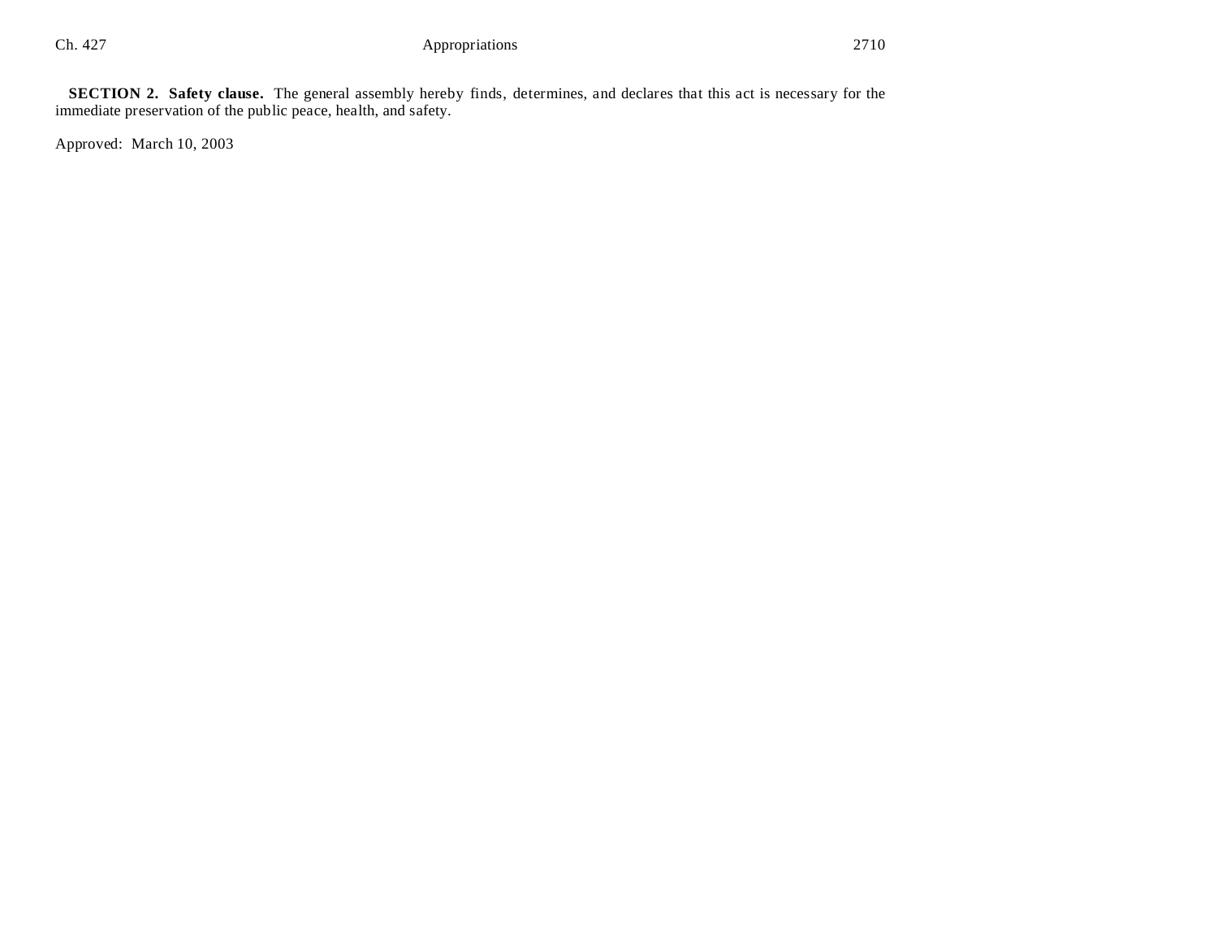**SECTION 2. Safety clause.** The general assembly hereby finds, determines, and declares that this act is necessary for the immediate preservation of the public peace, health, and safety.

Approved: March 10, 2003